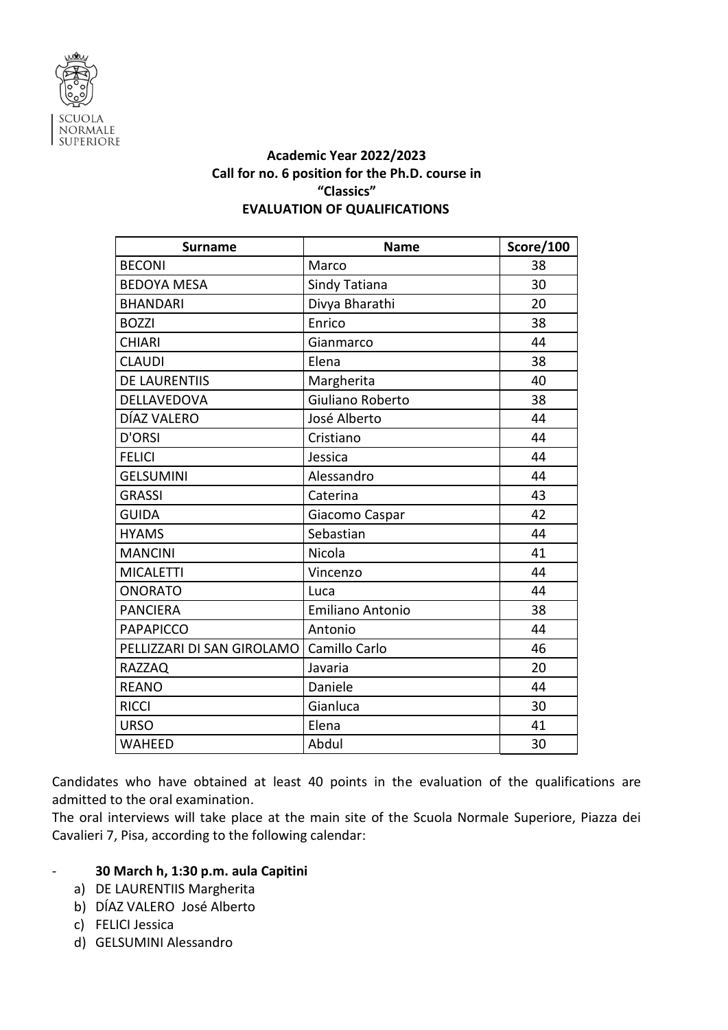SCUOLA NORMALE SUPERIORE

**Academic Year 2022/2023**
**Call for no. 6 position for the Ph.D. course in**
**"Classics"**
**EVALUATION OF QUALIFICATIONS**

| Surname | Name | Score/100 |
|---|---|---|
| BECONI | Marco | 38 |
| BEDOYA MESA | Sindy Tatiana | 30 |
| BHANDARI | Divya Bharathi | 20 |
| BOZZI | Enrico | 38 |
| CHIARI | Gianmarco | 44 |
| CLAUDI | Elena | 38 |
| DE LAURENTIIS | Margherita | 40 |
| DELLAVEDOVA | Giuliano Roberto | 38 |
| DÍAZ VALERO | José Alberto | 44 |
| D'ORSI | Cristiano | 44 |
| FELICI | Jessica | 44 |
| GELSUMINI | Alessandro | 44 |
| GRASSI | Caterina | 43 |
| GUIDA | Giacomo Caspar | 42 |
| HYAMS | Sebastian | 44 |
| MANCINI | Nicola | 41 |
| MICALETTI | Vincenzo | 44 |
| ONORATO | Luca | 44 |
| PANCIERA | Emiliano Antonio | 38 |
| PAPAPICCO | Antonio | 44 |
| PELLIZZARI DI SAN GIROLAMO | Camillo Carlo | 46 |
| RAZZAQ | Javaria | 20 |
| REANO | Daniele | 44 |
| RICCI | Gianluca | 30 |
| URSO | Elena | 41 |
| WAHEED | Abdul | 30 |

Candidates who have obtained at least 40 points in the evaluation of the qualifications are admitted to the oral examination.

The oral interviews will take place at the main site of the Scuola Normale Superiore, Piazza dei Cavalieri 7, Pisa, according to the following calendar:

- **30 March h, 1:30 p.m. aula Capitini**
  a) DE LAURENTIIS Margherita
  b) DÍAZ VALERO José Alberto
  c) FELICI Jessica
  d) GELSUMINI Alessandro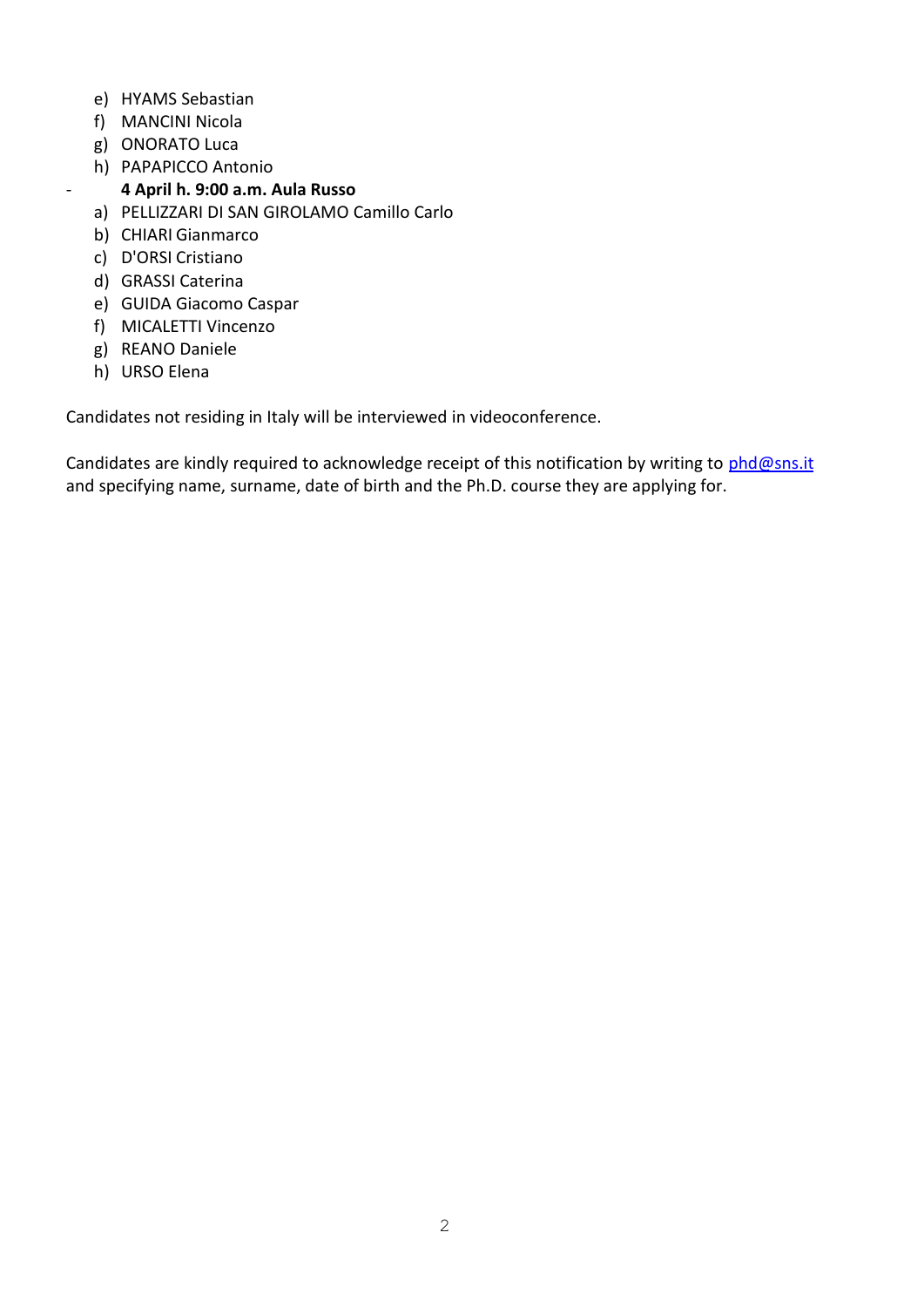e) HYAMS Sebastian
f) MANCINI Nicola
g) ONORATO Luca
h) PAPAPICCO Antonio

- **4 April h. 9:00 a.m. Aula Russo**

a) PELLIZZARI DI SAN GIROLAMO Camillo Carlo
b) CHIARI Gianmarco
c) D'ORSI Cristiano
d) GRASSI Caterina
e) GUIDA Giacomo Caspar
f) MICALETTI Vincenzo
g) REANO Daniele
h) URSO Elena

Candidates not residing in Italy will be interviewed in videoconference.

Candidates are kindly required to acknowledge receipt of this notification by writing to phd@sns.it and specifying name, surname, date of birth and the Ph.D. course they are applying for.